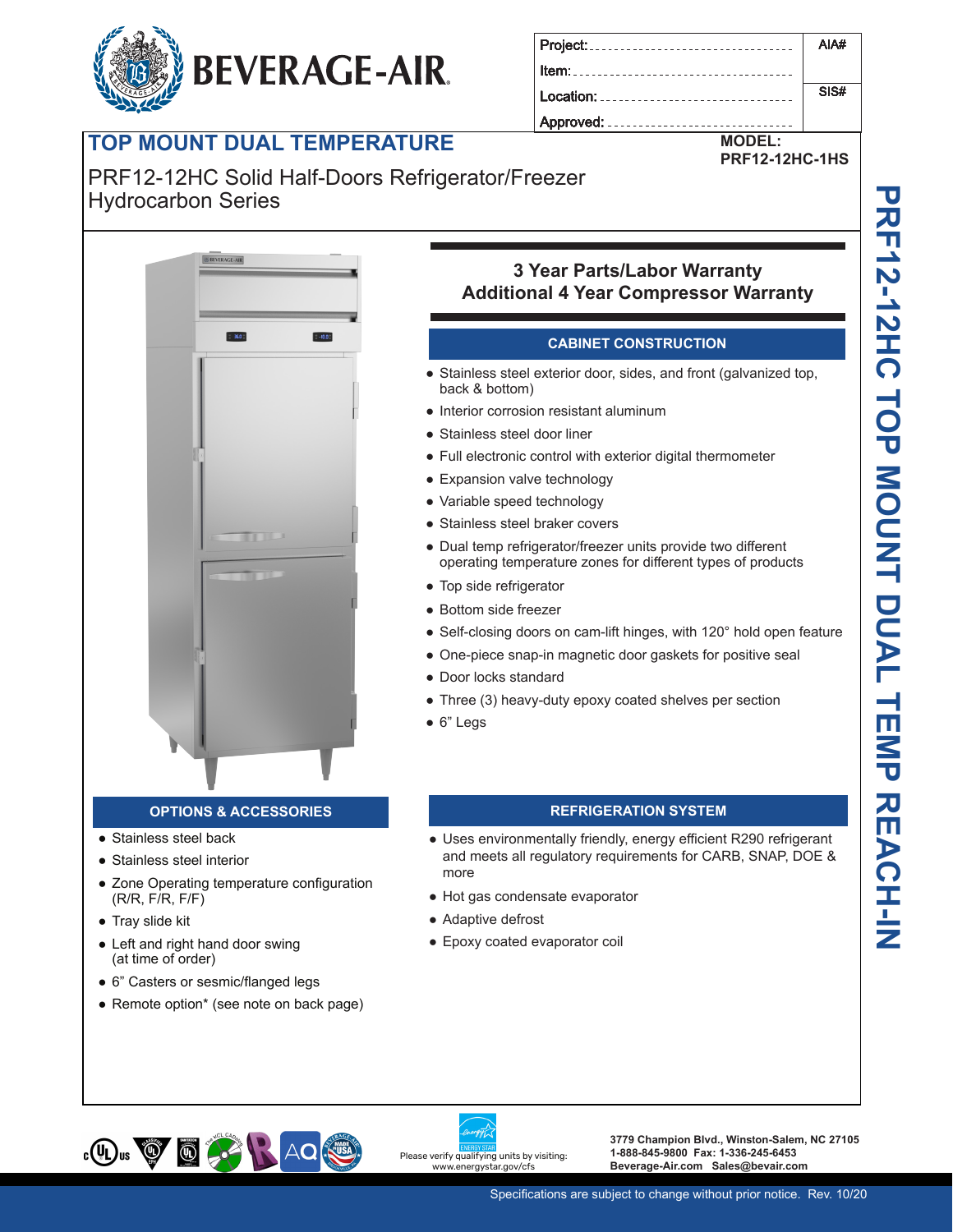BEVERAGE-AIR

| Project: | AIA# |
|---|---|
| Item: | |
| Location: | SIS# |
| Approved: | |

# TOP MOUNT DUAL TEMPERATURE

**MODEL:**
**PRF12-12HC-1HS**

PRF12-12HC Solid Half-Doors Refrigerator/Freezer
Hydrocarbon Series

PRF12-12HC TOP MOUNT DUAL TEMP REACH-IN

## 3 Year Parts/Labor Warranty
## Additional 4 Year Compressor Warranty

## CABINET CONSTRUCTION

- Stainless steel exterior door, sides, and front (galvanized top, back & bottom)
- Interior corrosion resistant aluminum
- Stainless steel door liner
- Full electronic control with exterior digital thermometer
- Expansion valve technology
- Variable speed technology
- Stainless steel braker covers
- Dual temp refrigerator/freezer units provide two different operating temperature zones for different types of products
- Top side refrigerator
- Bottom side freezer
- Self-closing doors on cam-lift hinges, with 120° hold open feature
- One-piece snap-in magnetic door gaskets for positive seal
- Door locks standard
- Three (3) heavy-duty epoxy coated shelves per section
- 6” Legs

## OPTIONS & ACCESSORIES

- Stainless steel back
- Stainless steel interior
- Zone Operating temperature configuration (R/R, F/R, F/F)
- Tray slide kit
- Left and right hand door swing (at time of order)
- 6” Casters or sesmic/flanged legs
- Remote option* (see note on back page)

## REFRIGERATION SYSTEM

- Uses environmentally friendly, energy efficient R290 refrigerant and meets all regulatory requirements for CARB, SNAP, DOE & more
- Hot gas condensate evaporator
- Adaptive defrost
- Epoxy coated evaporator coil

Please verify qualifying units by visiting: www.energystar.gov/cfs

3779 Champion Blvd., Winston-Salem, NC 27105
1-888-845-9800 Fax: 1-336-245-6453
Beverage-Air.com Sales@bevair.com

Specifications are subject to change without prior notice. Rev. 10/20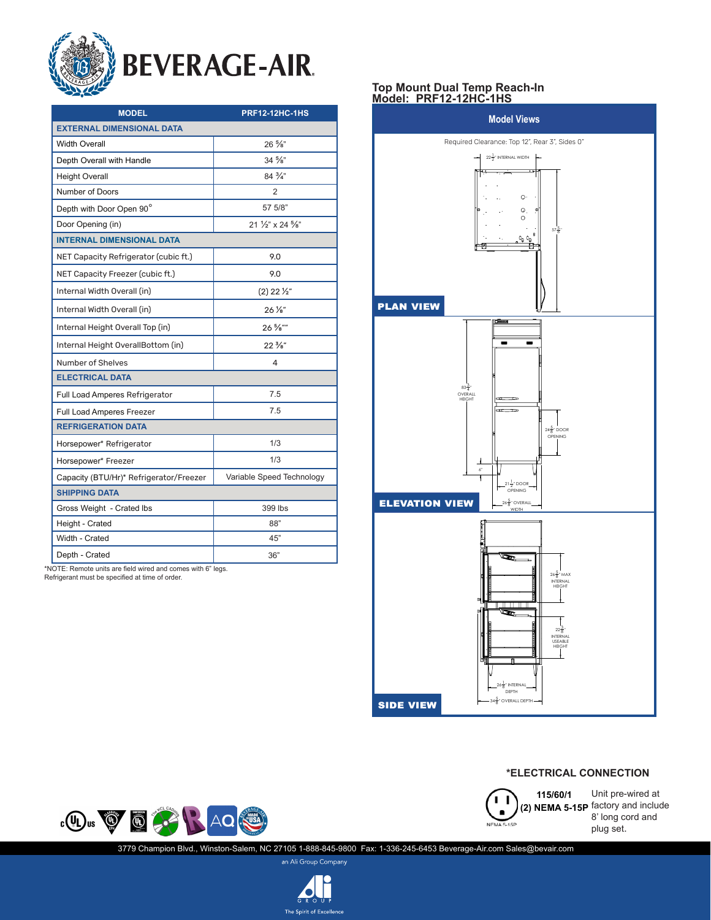# BEVERAGE-AIR

| MODEL | PRF12-12HC-1HS |
|---|---|
| **EXTERNAL DIMENSIONAL DATA** | |
| Width Overall | 26 ⅝" |
| Depth Overall with Handle | 34 ⅝" |
| Height Overall | 84 ¾" |
| Number of Doors | 2 |
| Depth with Door Open 90° | 57 5/8" |
| Door Opening (in) | 21 ½" x 24 ⅝" |
| **INTERNAL DIMENSIONAL DATA** | |
| NET Capacity Refrigerator (cubic ft.) | 9.0 |
| NET Capacity Freezer (cubic ft.) | 9.0 |
| Internal Width Overall (in) | (2) 22 ½" |
| Internal Width Overall (in) | 26 ⅛" |
| Internal Height Overall Top (in) | 26 ⅝"" |
| Internal Height OverallBottom (in) | 22 ⅜" |
| Number of Shelves | 4 |
| **ELECTRICAL DATA** | |
| Full Load Amperes Refrigerator | 7.5 |
| Full Load Amperes Freezer | 7.5 |
| **REFRIGERATION DATA** | |
| Horsepower* Refrigerator | 1/3 |
| Horsepower* Freezer | 1/3 |
| Capacity (BTU/Hr)* Refrigerator/Freezer | Variable Speed Technology |
| **SHIPPING DATA** | |
| Gross Weight - Crated lbs | 399 lbs |
| Height - Crated | 88" |
| Width - Crated | 45" |
| Depth - Crated | 36" |

*NOTE: Remote units are field wired and comes with 6" legs.
Refrigerant must be specified at time of order.

## Top Mount Dual Temp Reach-In
## Model: PRF12-12HC-1HS

### Model Views

Required Clearance: Top 12", Rear 3", Sides 0"

**PLAN VIEW**

22 1/2" INTERNAL WIDTH

57 5/8"

**ELEVATION VIEW**

83 3/4" OVERALL HEIGHT

24 5/8" DOOR OPENING

6"

21 1/2" DOOR OPENING

26 5/8" OVERALL WIDTH

**SIDE VIEW**

26 5/8" MAX INTERNAL HEIGHT

22 3/8" INTERNAL USEABLE HEIGHT

26 1/8" INTERNAL DEPTH

34 5/8" OVERALL DEPTH

### *ELECTRICAL CONNECTION

**115/60/1**
**(2) NEMA 5-15P**

NEMA 5-15P

Unit pre-wired at factory and include 8' long cord and plug set.

3779 Champion Blvd., Winston-Salem, NC 27105 1-888-845-9800 Fax: 1-336-245-6453 Beverage-Air.com Sales@bevair.com

an Ali Group Company

The Spirit of Excellence